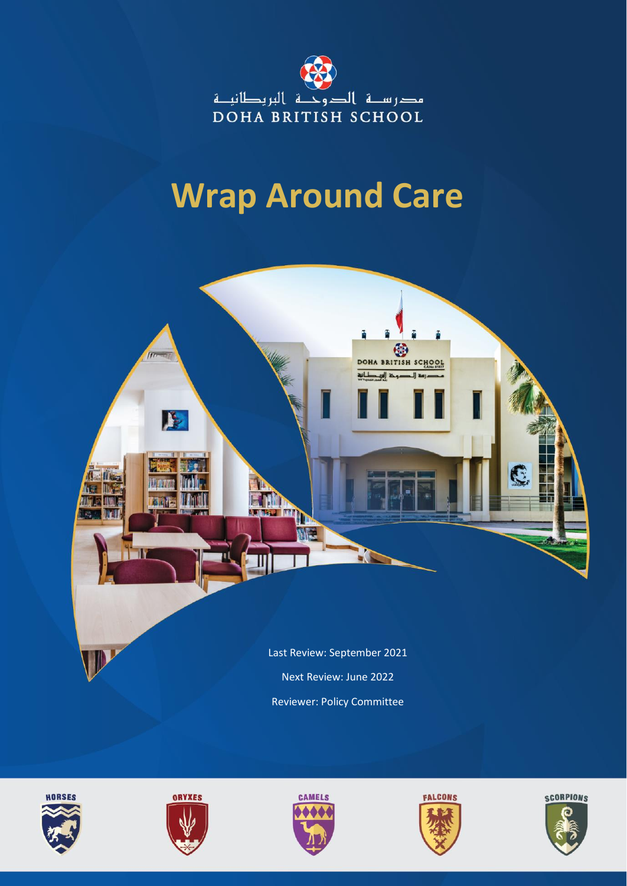مدرسة الدوحة البريطانية
DOHA BRITISH SCHOOL

# Wrap Around Care

Last Review: September 2021

Next Review: June 2022

Reviewer: Policy Committee

HORSES ORYXES CAMELS FALCONS SCORPIONS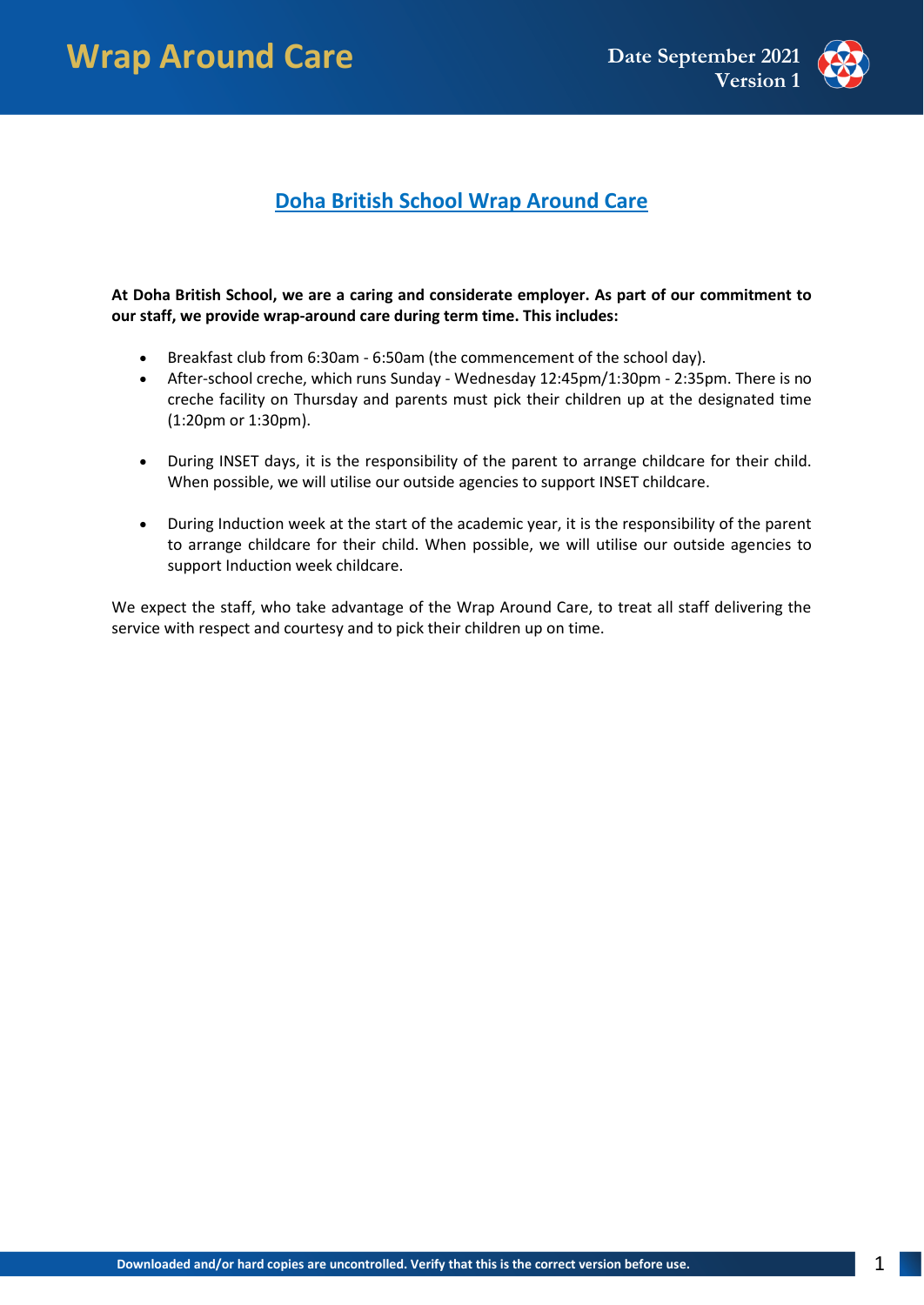# Doha British School Wrap Around Care

**At Doha British School, we are a caring and considerate employer. As part of our commitment to our staff, we provide wrap-around care during term time. This includes:**

- Breakfast club from 6:30am - 6:50am (the commencement of the school day).
- After-school creche, which runs Sunday - Wednesday 12:45pm/1:30pm - 2:35pm. There is no creche facility on Thursday and parents must pick their children up at the designated time (1:20pm or 1:30pm).
- During INSET days, it is the responsibility of the parent to arrange childcare for their child. When possible, we will utilise our outside agencies to support INSET childcare.
- During Induction week at the start of the academic year, it is the responsibility of the parent to arrange childcare for their child. When possible, we will utilise our outside agencies to support Induction week childcare.

We expect the staff, who take advantage of the Wrap Around Care, to treat all staff delivering the service with respect and courtesy and to pick their children up on time.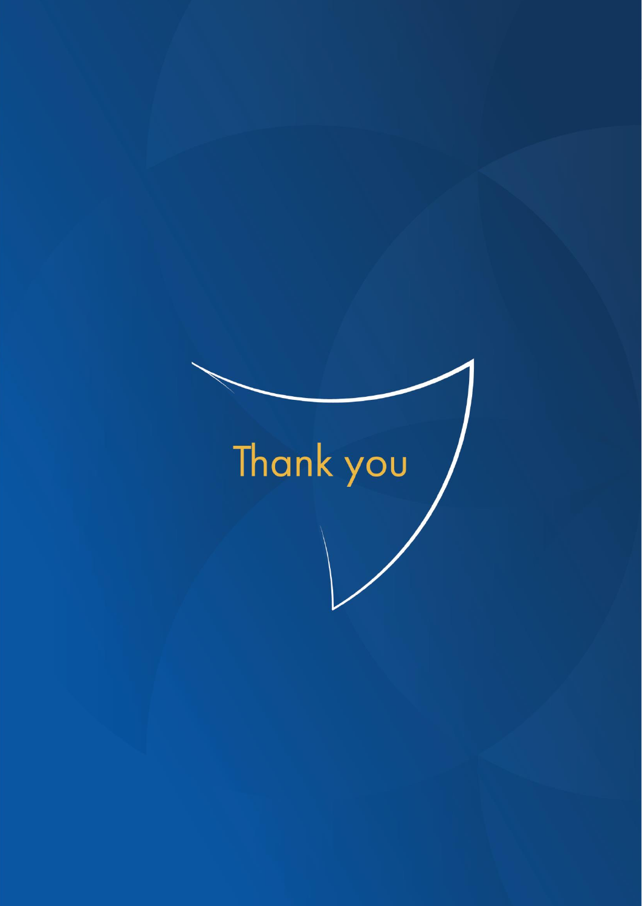Thank you